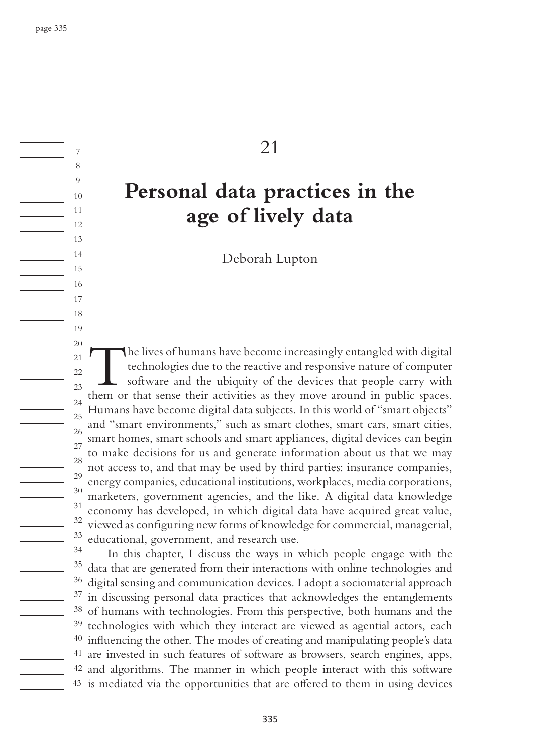# 21

# Personal data practices in the age of lively data

Deborah Lupton

The lives of humans have become increasingly entangled with digital technologies due to the reactive and responsive nature of computer software and the ubiquity of the devices that people carry with them or that sense their activities as they move around in public spaces. Humans have become digital data subjects. In this world of "smart objects" and "smart environments," such as smart clothes, smart cars, smart cities, smart homes, smart schools and smart appliances, digital devices can begin to make decisions for us and generate information about us that we may not access to, and that may be used by third parties: insurance companies, energy companies, educational institutions, workplaces, media corporations, marketers, government agencies, and the like. A digital data knowledge economy has developed, in which digital data have acquired great value, viewed as configuring new forms of knowledge for commercial, managerial, educational, government, and research use.

In this chapter, I discuss the ways in which people engage with the data that are generated from their interactions with online technologies and digital sensing and communication devices. I adopt a sociomaterial approach in discussing personal data practices that acknowledges the entanglements of humans with technologies. From this perspective, both humans and the technologies with which they interact are viewed as agential actors, each influencing the other. The modes of creating and manipulating people's data are invested in such features of software as browsers, search engines, apps, and algorithms. The manner in which people interact with this software is mediated via the opportunities that are offered to them in using devices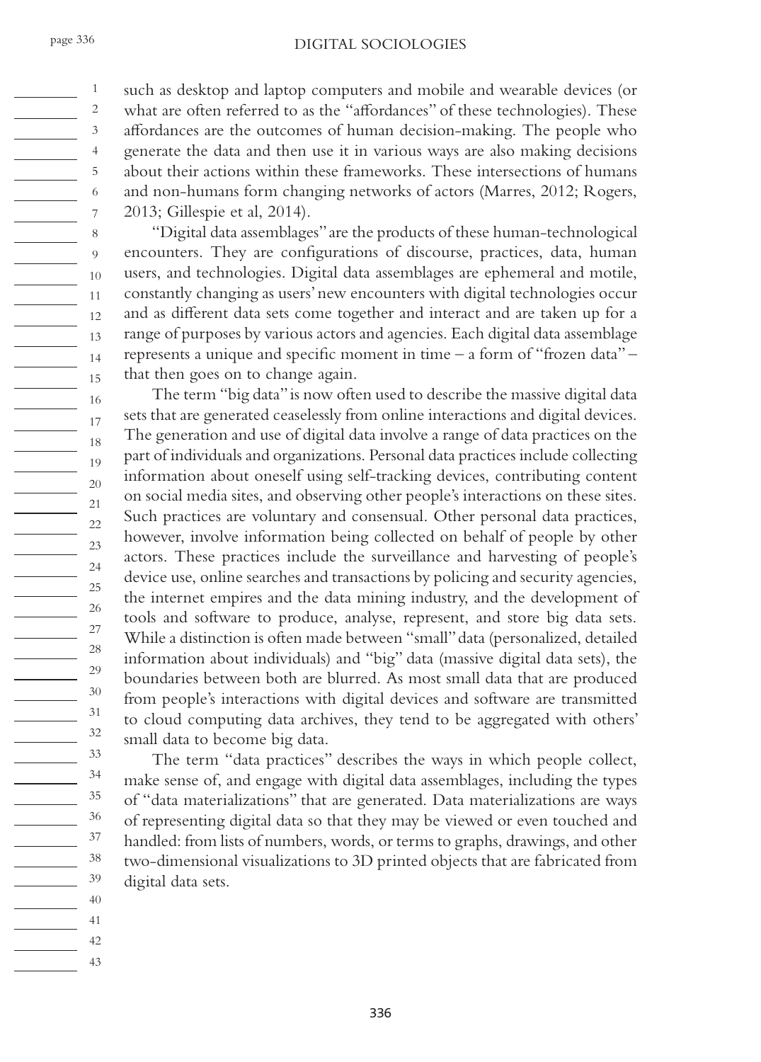such as desktop and laptop computers and mobile and wearable devices (or what are often referred to as the "affordances" of these technologies). These affordances are the outcomes of human decision-making. The people who generate the data and then use it in various ways are also making decisions about their actions within these frameworks. These intersections of humans and non-humans form changing networks of actors (Marres, 2012; Rogers, 2013; Gillespie et al, 2014).

"Digital data assemblages" are the products of these human-technological encounters. They are configurations of discourse, practices, data, human users, and technologies. Digital data assemblages are ephemeral and motile, constantly changing as users' new encounters with digital technologies occur and as different data sets come together and interact and are taken up for a range of purposes by various actors and agencies. Each digital data assemblage represents a unique and specific moment in time – a form of "frozen data" – that then goes on to change again.

The term "big data" is now often used to describe the massive digital data sets that are generated ceaselessly from online interactions and digital devices. The generation and use of digital data involve a range of data practices on the part of individuals and organizations. Personal data practices include collecting information about oneself using self-tracking devices, contributing content on social media sites, and observing other people's interactions on these sites. Such practices are voluntary and consensual. Other personal data practices, however, involve information being collected on behalf of people by other actors. These practices include the surveillance and harvesting of people's device use, online searches and transactions by policing and security agencies, the internet empires and the data mining industry, and the development of tools and software to produce, analyse, represent, and store big data sets. While a distinction is often made between "small" data (personalized, detailed information about individuals) and "big" data (massive digital data sets), the boundaries between both are blurred. As most small data that are produced from people's interactions with digital devices and software are transmitted to cloud computing data archives, they tend to be aggregated with others' small data to become big data.

The term "data practices" describes the ways in which people collect, make sense of, and engage with digital data assemblages, including the types of "data materializations" that are generated. Data materializations are ways of representing digital data so that they may be viewed or even touched and handled: from lists of numbers, words, or terms to graphs, drawings, and other two-dimensional visualizations to 3D printed objects that are fabricated from digital data sets.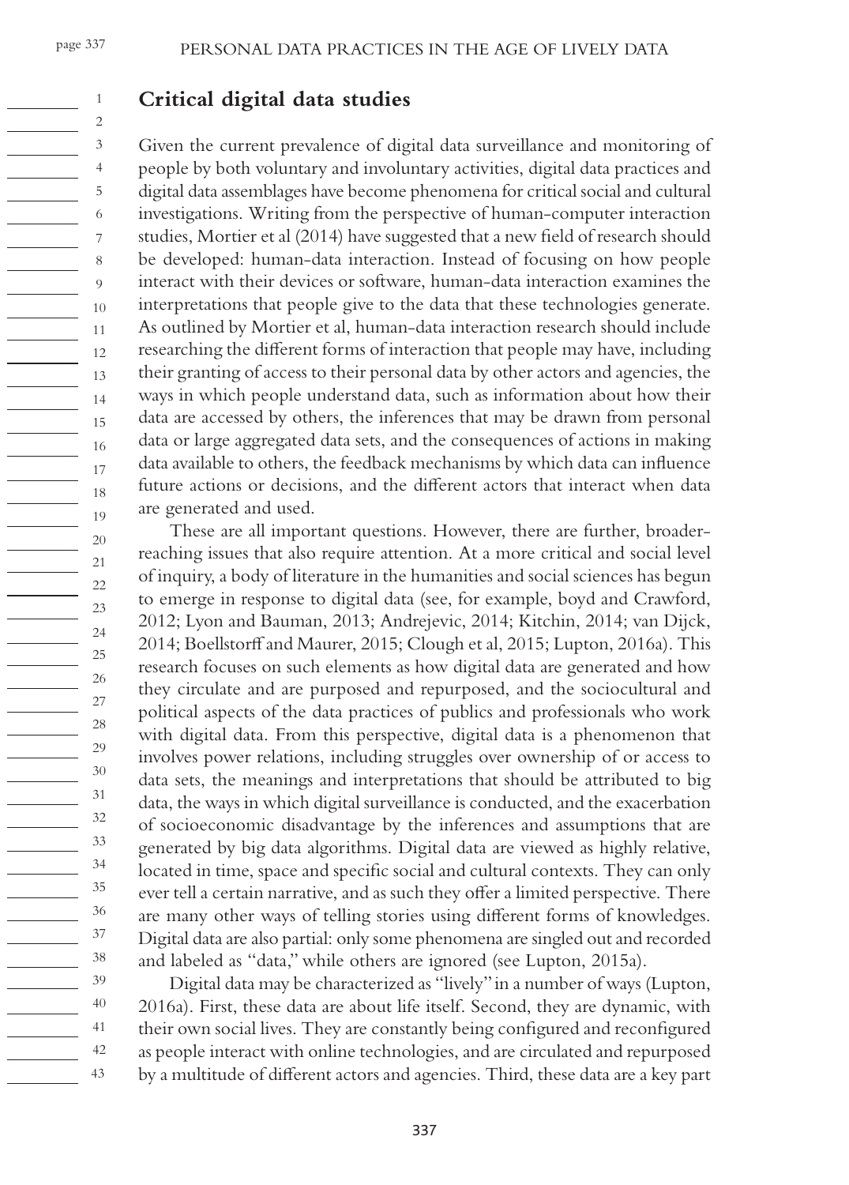## Critical digital data studies

Given the current prevalence of digital data surveillance and monitoring of people by both voluntary and involuntary activities, digital data practices and digital data assemblages have become phenomena for critical social and cultural investigations. Writing from the perspective of human-computer interaction studies, Mortier et al (2014) have suggested that a new field of research should be developed: human-data interaction. Instead of focusing on how people interact with their devices or software, human-data interaction examines the interpretations that people give to the data that these technologies generate. As outlined by Mortier et al, human-data interaction research should include researching the different forms of interaction that people may have, including their granting of access to their personal data by other actors and agencies, the ways in which people understand data, such as information about how their data are accessed by others, the inferences that may be drawn from personal data or large aggregated data sets, and the consequences of actions in making data available to others, the feedback mechanisms by which data can influence future actions or decisions, and the different actors that interact when data are generated and used.

These are all important questions. However, there are further, broader-reaching issues that also require attention. At a more critical and social level of inquiry, a body of literature in the humanities and social sciences has begun to emerge in response to digital data (see, for example, boyd and Crawford, 2012; Lyon and Bauman, 2013; Andrejevic, 2014; Kitchin, 2014; van Dijck, 2014; Boellstorff and Maurer, 2015; Clough et al, 2015; Lupton, 2016a). This research focuses on such elements as how digital data are generated and how they circulate and are purposed and repurposed, and the sociocultural and political aspects of the data practices of publics and professionals who work with digital data. From this perspective, digital data is a phenomenon that involves power relations, including struggles over ownership of or access to data sets, the meanings and interpretations that should be attributed to big data, the ways in which digital surveillance is conducted, and the exacerbation of socioeconomic disadvantage by the inferences and assumptions that are generated by big data algorithms. Digital data are viewed as highly relative, located in time, space and specific social and cultural contexts. They can only ever tell a certain narrative, and as such they offer a limited perspective. There are many other ways of telling stories using different forms of knowledges. Digital data are also partial: only some phenomena are singled out and recorded and labeled as "data," while others are ignored (see Lupton, 2015a).

Digital data may be characterized as "lively" in a number of ways (Lupton, 2016a). First, these data are about life itself. Second, they are dynamic, with their own social lives. They are constantly being configured and reconfigured as people interact with online technologies, and are circulated and repurposed by a multitude of different actors and agencies. Third, these data are a key part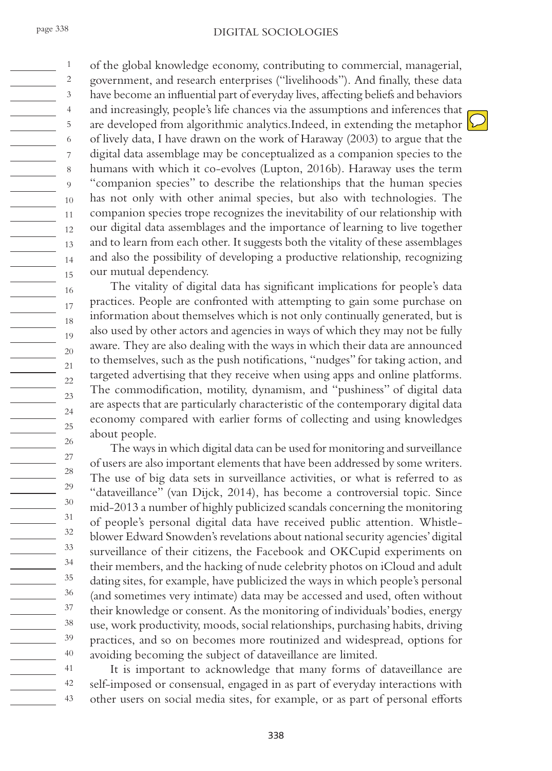of the global knowledge economy, contributing to commercial, managerial, government, and research enterprises ("livelihoods"). And finally, these data have become an influential part of everyday lives, affecting beliefs and behaviors and increasingly, people's life chances via the assumptions and inferences that are developed from algorithmic analytics.Indeed, in extending the metaphor of lively data, I have drawn on the work of Haraway (2003) to argue that the digital data assemblage may be conceptualized as a companion species to the humans with which it co-evolves (Lupton, 2016b). Haraway uses the term "companion species" to describe the relationships that the human species has not only with other animal species, but also with technologies. The companion species trope recognizes the inevitability of our relationship with our digital data assemblages and the importance of learning to live together and to learn from each other. It suggests both the vitality of these assemblages and also the possibility of developing a productive relationship, recognizing our mutual dependency.

The vitality of digital data has significant implications for people's data practices. People are confronted with attempting to gain some purchase on information about themselves which is not only continually generated, but is also used by other actors and agencies in ways of which they may not be fully aware. They are also dealing with the ways in which their data are announced to themselves, such as the push notifications, "nudges" for taking action, and targeted advertising that they receive when using apps and online platforms. The commodification, motility, dynamism, and "pushiness" of digital data are aspects that are particularly characteristic of the contemporary digital data economy compared with earlier forms of collecting and using knowledges about people.

The ways in which digital data can be used for monitoring and surveillance of users are also important elements that have been addressed by some writers. The use of big data sets in surveillance activities, or what is referred to as "dataveillance" (van Dijck, 2014), has become a controversial topic. Since mid-2013 a number of highly publicized scandals concerning the monitoring of people's personal digital data have received public attention. Whistle-blower Edward Snowden's revelations about national security agencies' digital surveillance of their citizens, the Facebook and OKCupid experiments on their members, and the hacking of nude celebrity photos on iCloud and adult dating sites, for example, have publicized the ways in which people's personal (and sometimes very intimate) data may be accessed and used, often without their knowledge or consent. As the monitoring of individuals' bodies, energy use, work productivity, moods, social relationships, purchasing habits, driving practices, and so on becomes more routinized and widespread, options for avoiding becoming the subject of dataveillance are limited.

It is important to acknowledge that many forms of dataveillance are self-imposed or consensual, engaged in as part of everyday interactions with other users on social media sites, for example, or as part of personal efforts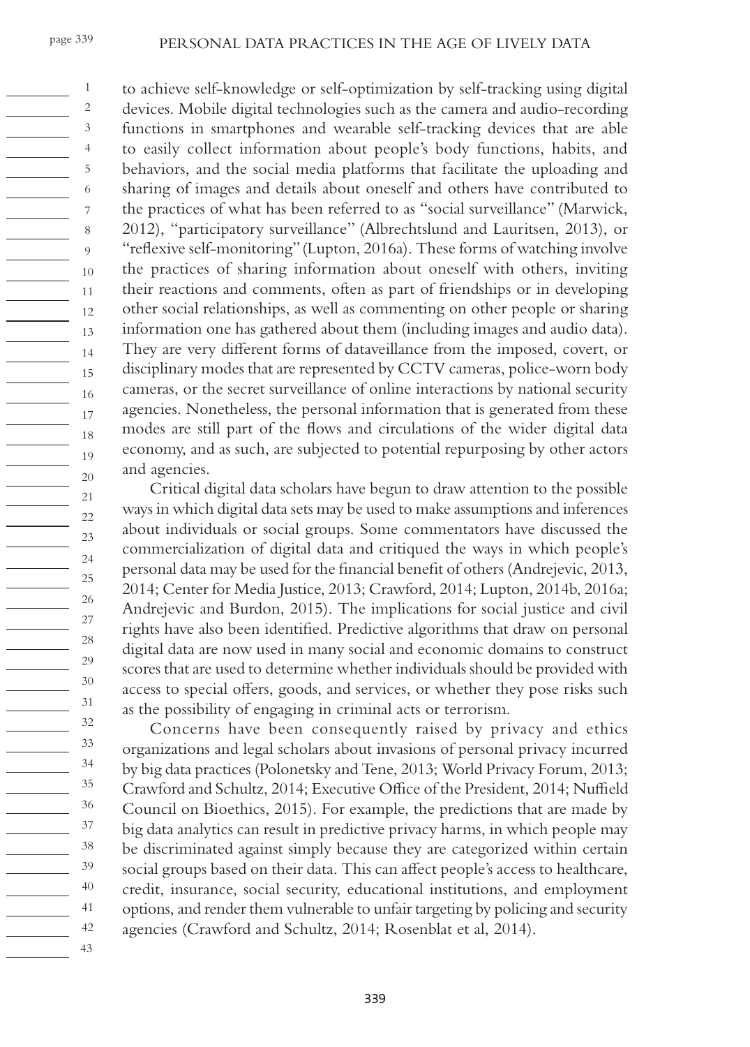to achieve self-knowledge or self-optimization by self-tracking using digital devices. Mobile digital technologies such as the camera and audio-recording functions in smartphones and wearable self-tracking devices that are able to easily collect information about people's body functions, habits, and behaviors, and the social media platforms that facilitate the uploading and sharing of images and details about oneself and others have contributed to the practices of what has been referred to as "social surveillance" (Marwick, 2012), "participatory surveillance" (Albrechtslund and Lauritsen, 2013), or "reflexive self-monitoring" (Lupton, 2016a). These forms of watching involve the practices of sharing information about oneself with others, inviting their reactions and comments, often as part of friendships or in developing other social relationships, as well as commenting on other people or sharing information one has gathered about them (including images and audio data). They are very different forms of dataveillance from the imposed, covert, or disciplinary modes that are represented by CCTV cameras, police-worn body cameras, or the secret surveillance of online interactions by national security agencies. Nonetheless, the personal information that is generated from these modes are still part of the flows and circulations of the wider digital data economy, and as such, are subjected to potential repurposing by other actors and agencies.

Critical digital data scholars have begun to draw attention to the possible ways in which digital data sets may be used to make assumptions and inferences about individuals or social groups. Some commentators have discussed the commercialization of digital data and critiqued the ways in which people's personal data may be used for the financial benefit of others (Andrejevic, 2013, 2014; Center for Media Justice, 2013; Crawford, 2014; Lupton, 2014b, 2016a; Andrejevic and Burdon, 2015). The implications for social justice and civil rights have also been identified. Predictive algorithms that draw on personal digital data are now used in many social and economic domains to construct scores that are used to determine whether individuals should be provided with access to special offers, goods, and services, or whether they pose risks such as the possibility of engaging in criminal acts or terrorism.

Concerns have been consequently raised by privacy and ethics organizations and legal scholars about invasions of personal privacy incurred by big data practices (Polonetsky and Tene, 2013; World Privacy Forum, 2013; Crawford and Schultz, 2014; Executive Office of the President, 2014; Nuffield Council on Bioethics, 2015). For example, the predictions that are made by big data analytics can result in predictive privacy harms, in which people may be discriminated against simply because they are categorized within certain social groups based on their data. This can affect people's access to healthcare, credit, insurance, social security, educational institutions, and employment options, and render them vulnerable to unfair targeting by policing and security agencies (Crawford and Schultz, 2014; Rosenblat et al, 2014).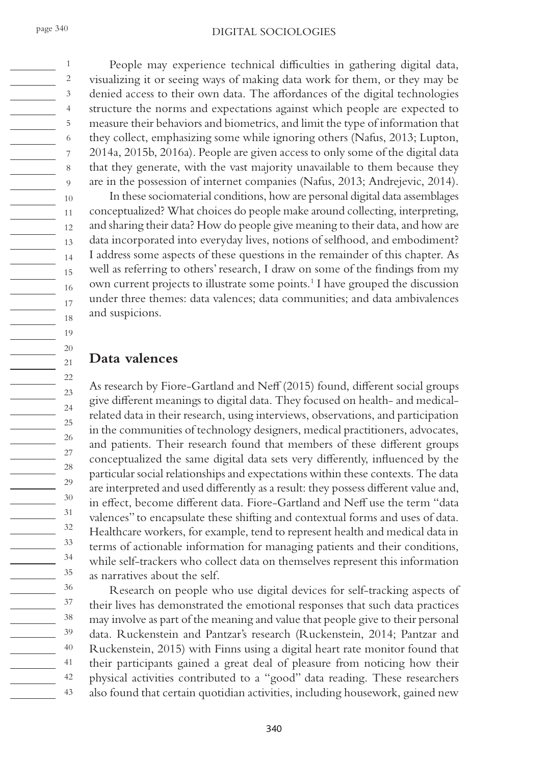People may experience technical difficulties in gathering digital data, visualizing it or seeing ways of making data work for them, or they may be denied access to their own data. The affordances of the digital technologies structure the norms and expectations against which people are expected to measure their behaviors and biometrics, and limit the type of information that they collect, emphasizing some while ignoring others (Nafus, 2013; Lupton, 2014a, 2015b, 2016a). People are given access to only some of the digital data that they generate, with the vast majority unavailable to them because they are in the possession of internet companies (Nafus, 2013; Andrejevic, 2014).

In these sociomaterial conditions, how are personal digital data assemblages conceptualized? What choices do people make around collecting, interpreting, and sharing their data? How do people give meaning to their data, and how are data incorporated into everyday lives, notions of selfhood, and embodiment? I address some aspects of these questions in the remainder of this chapter. As well as referring to others' research, I draw on some of the findings from my own current projects to illustrate some points.[1] I have grouped the discussion under three themes: data valences; data communities; and data ambivalences and suspicions.

## Data valences

As research by Fiore-Gartland and Neff (2015) found, different social groups give different meanings to digital data. They focused on health- and medical-related data in their research, using interviews, observations, and participation in the communities of technology designers, medical practitioners, advocates, and patients. Their research found that members of these different groups conceptualized the same digital data sets very differently, influenced by the particular social relationships and expectations within these contexts. The data are interpreted and used differently as a result: they possess different value and, in effect, become different data. Fiore-Gartland and Neff use the term "data valences" to encapsulate these shifting and contextual forms and uses of data. Healthcare workers, for example, tend to represent health and medical data in terms of actionable information for managing patients and their conditions, while self-trackers who collect data on themselves represent this information as narratives about the self.

Research on people who use digital devices for self-tracking aspects of their lives has demonstrated the emotional responses that such data practices may involve as part of the meaning and value that people give to their personal data. Ruckenstein and Pantzar's research (Ruckenstein, 2014; Pantzar and Ruckenstein, 2015) with Finns using a digital heart rate monitor found that their participants gained a great deal of pleasure from noticing how their physical activities contributed to a "good" data reading. These researchers also found that certain quotidian activities, including housework, gained new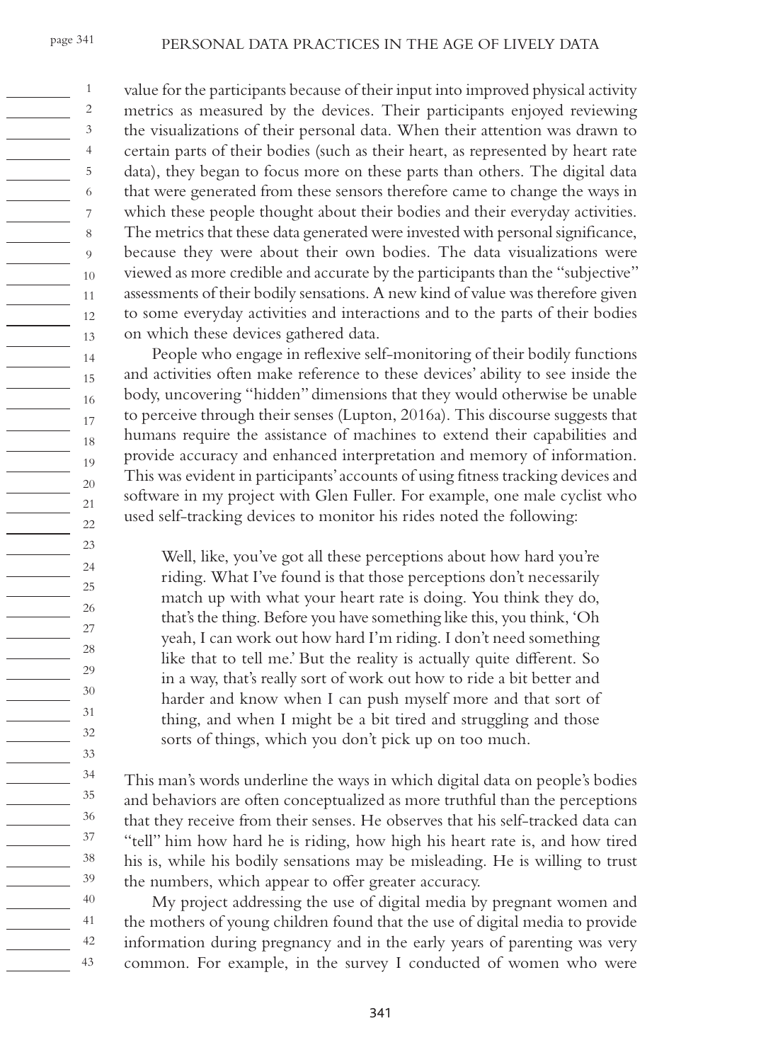value for the participants because of their input into improved physical activity metrics as measured by the devices. Their participants enjoyed reviewing the visualizations of their personal data. When their attention was drawn to certain parts of their bodies (such as their heart, as represented by heart rate data), they began to focus more on these parts than others. The digital data that were generated from these sensors therefore came to change the ways in which these people thought about their bodies and their everyday activities. The metrics that these data generated were invested with personal significance, because they were about their own bodies. The data visualizations were viewed as more credible and accurate by the participants than the "subjective" assessments of their bodily sensations. A new kind of value was therefore given to some everyday activities and interactions and to the parts of their bodies on which these devices gathered data.

People who engage in reflexive self-monitoring of their bodily functions and activities often make reference to these devices' ability to see inside the body, uncovering "hidden" dimensions that they would otherwise be unable to perceive through their senses (Lupton, 2016a). This discourse suggests that humans require the assistance of machines to extend their capabilities and provide accuracy and enhanced interpretation and memory of information. This was evident in participants' accounts of using fitness tracking devices and software in my project with Glen Fuller. For example, one male cyclist who used self-tracking devices to monitor his rides noted the following:

> Well, like, you've got all these perceptions about how hard you're riding. What I've found is that those perceptions don't necessarily match up with what your heart rate is doing. You think they do, that's the thing. Before you have something like this, you think, 'Oh yeah, I can work out how hard I'm riding. I don't need something like that to tell me.' But the reality is actually quite different. So in a way, that's really sort of work out how to ride a bit better and harder and know when I can push myself more and that sort of thing, and when I might be a bit tired and struggling and those sorts of things, which you don't pick up on too much.

This man's words underline the ways in which digital data on people's bodies and behaviors are often conceptualized as more truthful than the perceptions that they receive from their senses. He observes that his self-tracked data can "tell" him how hard he is riding, how high his heart rate is, and how tired his is, while his bodily sensations may be misleading. He is willing to trust the numbers, which appear to offer greater accuracy.

My project addressing the use of digital media by pregnant women and the mothers of young children found that the use of digital media to provide information during pregnancy and in the early years of parenting was very common. For example, in the survey I conducted of women who were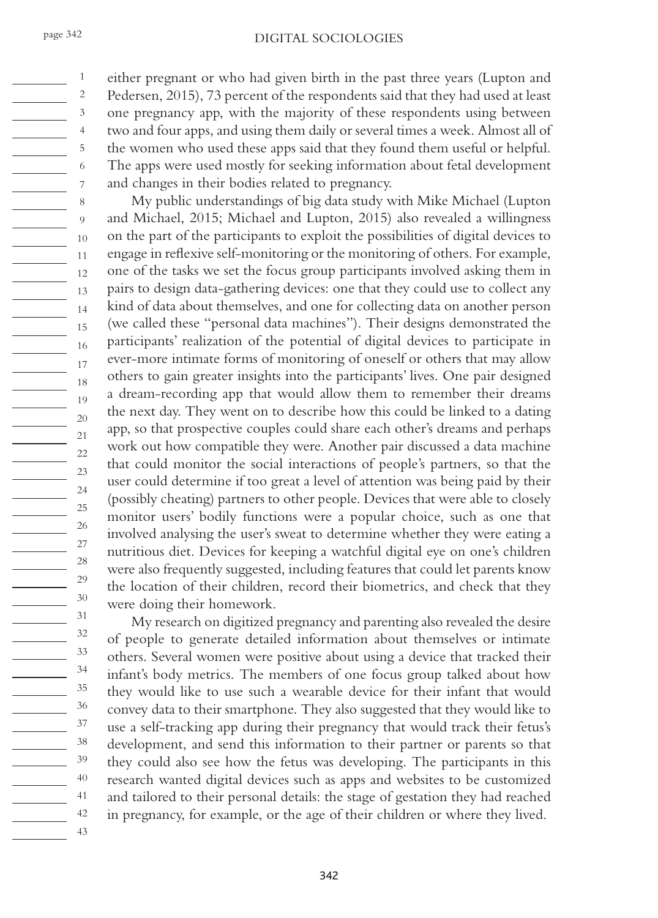either pregnant or who had given birth in the past three years (Lupton and Pedersen, 2015), 73 percent of the respondents said that they had used at least one pregnancy app, with the majority of these respondents using between two and four apps, and using them daily or several times a week. Almost all of the women who used these apps said that they found them useful or helpful. The apps were used mostly for seeking information about fetal development and changes in their bodies related to pregnancy.

My public understandings of big data study with Mike Michael (Lupton and Michael, 2015; Michael and Lupton, 2015) also revealed a willingness on the part of the participants to exploit the possibilities of digital devices to engage in reflexive self-monitoring or the monitoring of others. For example, one of the tasks we set the focus group participants involved asking them in pairs to design data-gathering devices: one that they could use to collect any kind of data about themselves, and one for collecting data on another person (we called these "personal data machines"). Their designs demonstrated the participants' realization of the potential of digital devices to participate in ever-more intimate forms of monitoring of oneself or others that may allow others to gain greater insights into the participants' lives. One pair designed a dream-recording app that would allow them to remember their dreams the next day. They went on to describe how this could be linked to a dating app, so that prospective couples could share each other's dreams and perhaps work out how compatible they were. Another pair discussed a data machine that could monitor the social interactions of people's partners, so that the user could determine if too great a level of attention was being paid by their (possibly cheating) partners to other people. Devices that were able to closely monitor users' bodily functions were a popular choice, such as one that involved analysing the user's sweat to determine whether they were eating a nutritious diet. Devices for keeping a watchful digital eye on one's children were also frequently suggested, including features that could let parents know the location of their children, record their biometrics, and check that they were doing their homework.

My research on digitized pregnancy and parenting also revealed the desire of people to generate detailed information about themselves or intimate others. Several women were positive about using a device that tracked their infant's body metrics. The members of one focus group talked about how they would like to use such a wearable device for their infant that would convey data to their smartphone. They also suggested that they would like to use a self-tracking app during their pregnancy that would track their fetus's development, and send this information to their partner or parents so that they could also see how the fetus was developing. The participants in this research wanted digital devices such as apps and websites to be customized and tailored to their personal details: the stage of gestation they had reached in pregnancy, for example, or the age of their children or where they lived.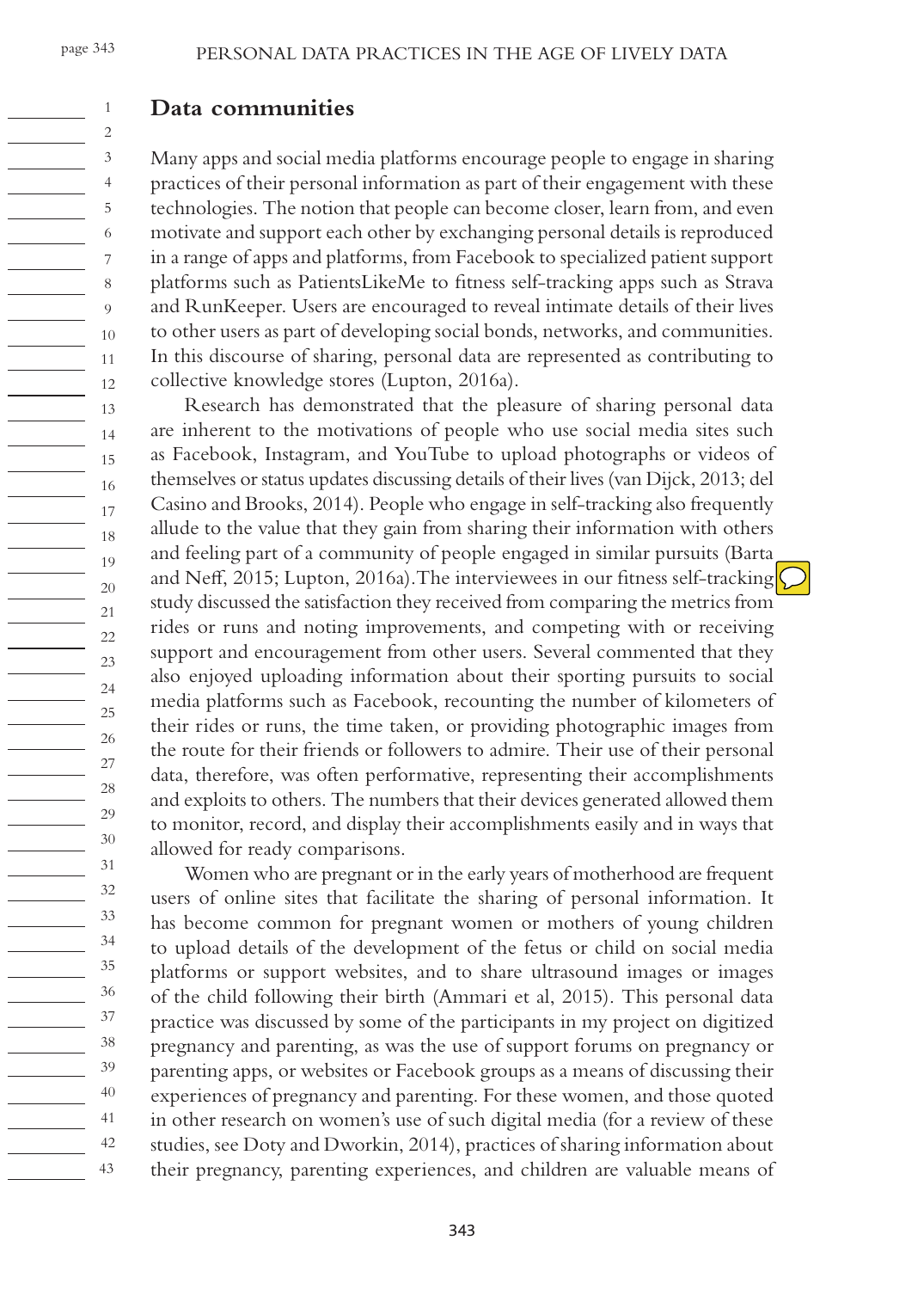## Data communities

Many apps and social media platforms encourage people to engage in sharing practices of their personal information as part of their engagement with these technologies. The notion that people can become closer, learn from, and even motivate and support each other by exchanging personal details is reproduced in a range of apps and platforms, from Facebook to specialized patient support platforms such as PatientsLikeMe to fitness self-tracking apps such as Strava and RunKeeper. Users are encouraged to reveal intimate details of their lives to other users as part of developing social bonds, networks, and communities. In this discourse of sharing, personal data are represented as contributing to collective knowledge stores (Lupton, 2016a).

Research has demonstrated that the pleasure of sharing personal data are inherent to the motivations of people who use social media sites such as Facebook, Instagram, and YouTube to upload photographs or videos of themselves or status updates discussing details of their lives (van Dijck, 2013; del Casino and Brooks, 2014). People who engage in self-tracking also frequently allude to the value that they gain from sharing their information with others and feeling part of a community of people engaged in similar pursuits (Barta and Neff, 2015; Lupton, 2016a).The interviewees in our fitness self-tracking study discussed the satisfaction they received from comparing the metrics from rides or runs and noting improvements, and competing with or receiving support and encouragement from other users. Several commented that they also enjoyed uploading information about their sporting pursuits to social media platforms such as Facebook, recounting the number of kilometers of their rides or runs, the time taken, or providing photographic images from the route for their friends or followers to admire. Their use of their personal data, therefore, was often performative, representing their accomplishments and exploits to others. The numbers that their devices generated allowed them to monitor, record, and display their accomplishments easily and in ways that allowed for ready comparisons.

Women who are pregnant or in the early years of motherhood are frequent users of online sites that facilitate the sharing of personal information. It has become common for pregnant women or mothers of young children to upload details of the development of the fetus or child on social media platforms or support websites, and to share ultrasound images or images of the child following their birth (Ammari et al, 2015). This personal data practice was discussed by some of the participants in my project on digitized pregnancy and parenting, as was the use of support forums on pregnancy or parenting apps, or websites or Facebook groups as a means of discussing their experiences of pregnancy and parenting. For these women, and those quoted in other research on women's use of such digital media (for a review of these studies, see Doty and Dworkin, 2014), practices of sharing information about their pregnancy, parenting experiences, and children are valuable means of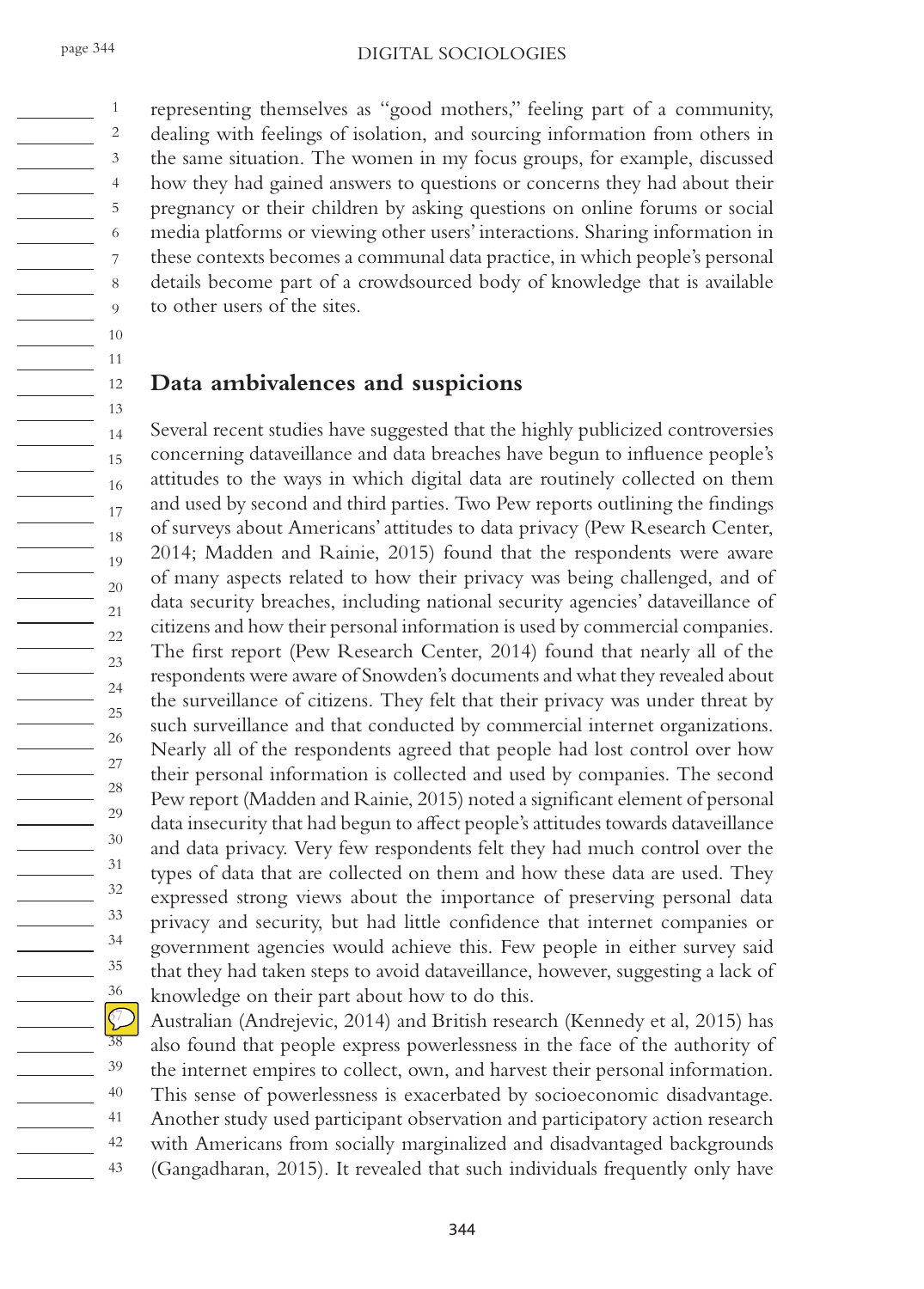representing themselves as "good mothers," feeling part of a community, dealing with feelings of isolation, and sourcing information from others in the same situation. The women in my focus groups, for example, discussed how they had gained answers to questions or concerns they had about their pregnancy or their children by asking questions on online forums or social media platforms or viewing other users' interactions. Sharing information in these contexts becomes a communal data practice, in which people's personal details become part of a crowdsourced body of knowledge that is available to other users of the sites.

## Data ambivalences and suspicions

Several recent studies have suggested that the highly publicized controversies concerning dataveillance and data breaches have begun to influence people's attitudes to the ways in which digital data are routinely collected on them and used by second and third parties. Two Pew reports outlining the findings of surveys about Americans' attitudes to data privacy (Pew Research Center, 2014; Madden and Rainie, 2015) found that the respondents were aware of many aspects related to how their privacy was being challenged, and of data security breaches, including national security agencies' dataveillance of citizens and how their personal information is used by commercial companies. The first report (Pew Research Center, 2014) found that nearly all of the respondents were aware of Snowden's documents and what they revealed about the surveillance of citizens. They felt that their privacy was under threat by such surveillance and that conducted by commercial internet organizations. Nearly all of the respondents agreed that people had lost control over how their personal information is collected and used by companies. The second Pew report (Madden and Rainie, 2015) noted a significant element of personal data insecurity that had begun to affect people's attitudes towards dataveillance and data privacy. Very few respondents felt they had much control over the types of data that are collected on them and how these data are used. They expressed strong views about the importance of preserving personal data privacy and security, but had little confidence that internet companies or government agencies would achieve this. Few people in either survey said that they had taken steps to avoid dataveillance, however, suggesting a lack of knowledge on their part about how to do this.

Australian (Andrejevic, 2014) and British research (Kennedy et al, 2015) has also found that people express powerlessness in the face of the authority of the internet empires to collect, own, and harvest their personal information. This sense of powerlessness is exacerbated by socioeconomic disadvantage. Another study used participant observation and participatory action research with Americans from socially marginalized and disadvantaged backgrounds (Gangadharan, 2015). It revealed that such individuals frequently only have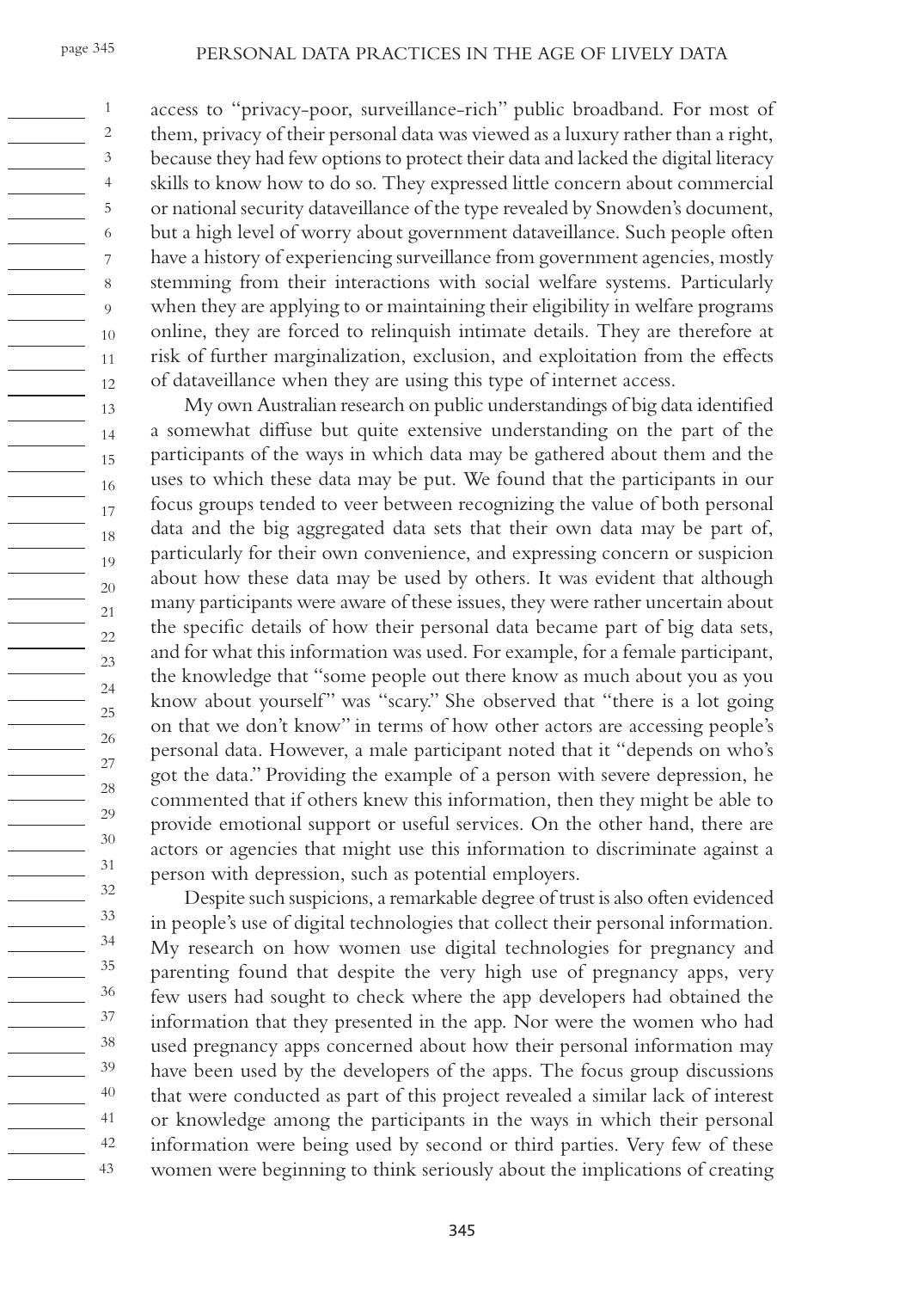access to "privacy-poor, surveillance-rich" public broadband. For most of them, privacy of their personal data was viewed as a luxury rather than a right, because they had few options to protect their data and lacked the digital literacy skills to know how to do so. They expressed little concern about commercial or national security dataveillance of the type revealed by Snowden's document, but a high level of worry about government dataveillance. Such people often have a history of experiencing surveillance from government agencies, mostly stemming from their interactions with social welfare systems. Particularly when they are applying to or maintaining their eligibility in welfare programs online, they are forced to relinquish intimate details. They are therefore at risk of further marginalization, exclusion, and exploitation from the effects of dataveillance when they are using this type of internet access.

My own Australian research on public understandings of big data identified a somewhat diffuse but quite extensive understanding on the part of the participants of the ways in which data may be gathered about them and the uses to which these data may be put. We found that the participants in our focus groups tended to veer between recognizing the value of both personal data and the big aggregated data sets that their own data may be part of, particularly for their own convenience, and expressing concern or suspicion about how these data may be used by others. It was evident that although many participants were aware of these issues, they were rather uncertain about the specific details of how their personal data became part of big data sets, and for what this information was used. For example, for a female participant, the knowledge that "some people out there know as much about you as you know about yourself" was "scary." She observed that "there is a lot going on that we don't know" in terms of how other actors are accessing people's personal data. However, a male participant noted that it "depends on who's got the data." Providing the example of a person with severe depression, he commented that if others knew this information, then they might be able to provide emotional support or useful services. On the other hand, there are actors or agencies that might use this information to discriminate against a person with depression, such as potential employers.

Despite such suspicions, a remarkable degree of trust is also often evidenced in people's use of digital technologies that collect their personal information. My research on how women use digital technologies for pregnancy and parenting found that despite the very high use of pregnancy apps, very few users had sought to check where the app developers had obtained the information that they presented in the app. Nor were the women who had used pregnancy apps concerned about how their personal information may have been used by the developers of the apps. The focus group discussions that were conducted as part of this project revealed a similar lack of interest or knowledge among the participants in the ways in which their personal information were being used by second or third parties. Very few of these women were beginning to think seriously about the implications of creating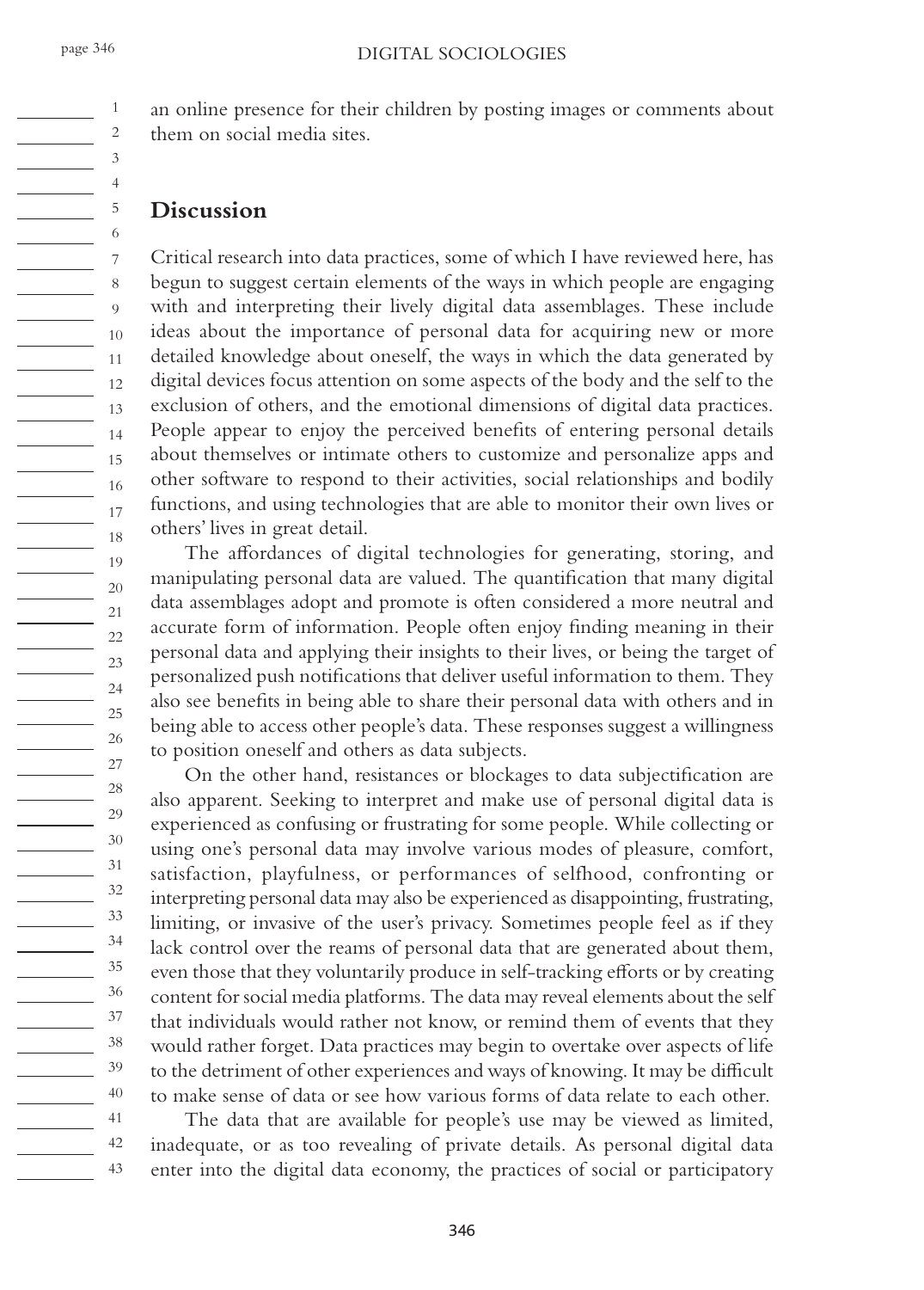an online presence for their children by posting images or comments about them on social media sites.

## Discussion

Critical research into data practices, some of which I have reviewed here, has begun to suggest certain elements of the ways in which people are engaging with and interpreting their lively digital data assemblages. These include ideas about the importance of personal data for acquiring new or more detailed knowledge about oneself, the ways in which the data generated by digital devices focus attention on some aspects of the body and the self to the exclusion of others, and the emotional dimensions of digital data practices. People appear to enjoy the perceived benefits of entering personal details about themselves or intimate others to customize and personalize apps and other software to respond to their activities, social relationships and bodily functions, and using technologies that are able to monitor their own lives or others' lives in great detail.

The affordances of digital technologies for generating, storing, and manipulating personal data are valued. The quantification that many digital data assemblages adopt and promote is often considered a more neutral and accurate form of information. People often enjoy finding meaning in their personal data and applying their insights to their lives, or being the target of personalized push notifications that deliver useful information to them. They also see benefits in being able to share their personal data with others and in being able to access other people's data. These responses suggest a willingness to position oneself and others as data subjects.

On the other hand, resistances or blockages to data subjectification are also apparent. Seeking to interpret and make use of personal digital data is experienced as confusing or frustrating for some people. While collecting or using one's personal data may involve various modes of pleasure, comfort, satisfaction, playfulness, or performances of selfhood, confronting or interpreting personal data may also be experienced as disappointing, frustrating, limiting, or invasive of the user's privacy. Sometimes people feel as if they lack control over the reams of personal data that are generated about them, even those that they voluntarily produce in self-tracking efforts or by creating content for social media platforms. The data may reveal elements about the self that individuals would rather not know, or remind them of events that they would rather forget. Data practices may begin to overtake over aspects of life to the detriment of other experiences and ways of knowing. It may be difficult to make sense of data or see how various forms of data relate to each other.

The data that are available for people's use may be viewed as limited, inadequate, or as too revealing of private details. As personal digital data enter into the digital data economy, the practices of social or participatory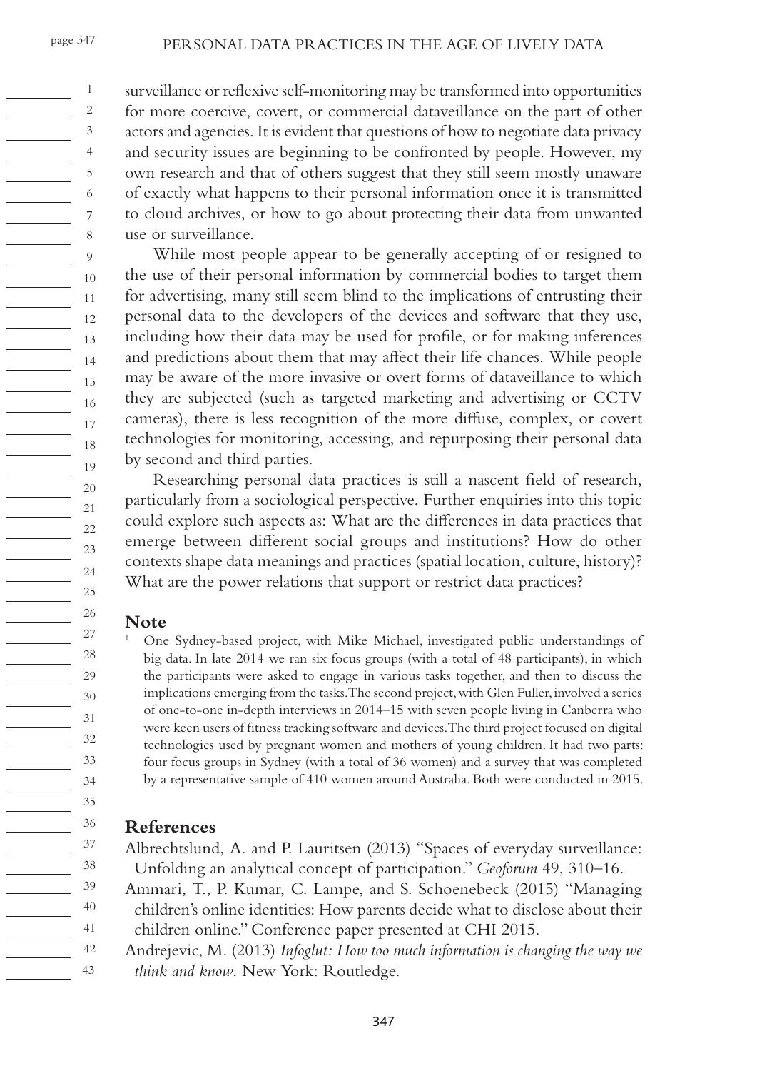surveillance or reflexive self-monitoring may be transformed into opportunities for more coercive, covert, or commercial dataveillance on the part of other actors and agencies. It is evident that questions of how to negotiate data privacy and security issues are beginning to be confronted by people. However, my own research and that of others suggest that they still seem mostly unaware of exactly what happens to their personal information once it is transmitted to cloud archives, or how to go about protecting their data from unwanted use or surveillance.

While most people appear to be generally accepting of or resigned to the use of their personal information by commercial bodies to target them for advertising, many still seem blind to the implications of entrusting their personal data to the developers of the devices and software that they use, including how their data may be used for profile, or for making inferences and predictions about them that may affect their life chances. While people may be aware of the more invasive or overt forms of dataveillance to which they are subjected (such as targeted marketing and advertising or CCTV cameras), there is less recognition of the more diffuse, complex, or covert technologies for monitoring, accessing, and repurposing their personal data by second and third parties.

Researching personal data practices is still a nascent field of research, particularly from a sociological perspective. Further enquiries into this topic could explore such aspects as: What are the differences in data practices that emerge between different social groups and institutions? How do other contexts shape data meanings and practices (spatial location, culture, history)? What are the power relations that support or restrict data practices?

## Note

[1] One Sydney-based project, with Mike Michael, investigated public understandings of big data. In late 2014 we ran six focus groups (with a total of 48 participants), in which the participants were asked to engage in various tasks together, and then to discuss the implications emerging from the tasks. The second project, with Glen Fuller, involved a series of one-to-one in-depth interviews in 2014–15 with seven people living in Canberra who were keen users of fitness tracking software and devices. The third project focused on digital technologies used by pregnant women and mothers of young children. It had two parts: four focus groups in Sydney (with a total of 36 women) and a survey that was completed by a representative sample of 410 women around Australia. Both were conducted in 2015.

## References

Albrechtslund, A. and P. Lauritsen (2013) "Spaces of everyday surveillance: Unfolding an analytical concept of participation." *Geoforum* 49, 310–16.

Ammari, T., P. Kumar, C. Lampe, and S. Schoenebeck (2015) "Managing children's online identities: How parents decide what to disclose about their children online." Conference paper presented at CHI 2015.

Andrejevic, M. (2013) *Infoglut: How too much information is changing the way we think and know*. New York: Routledge.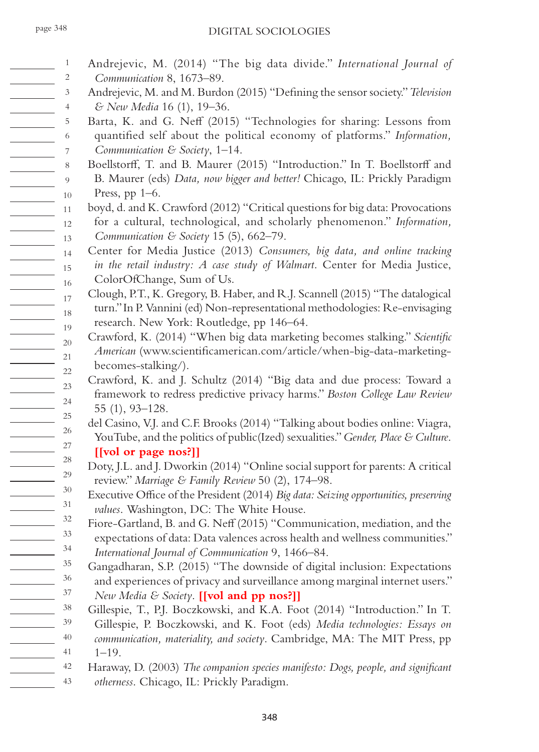Andrejevic, M. (2014) "The big data divide." *International Journal of Communication* 8, 1673–89.

Andrejevic, M. and M. Burdon (2015) "Defining the sensor society." *Television & New Media* 16 (1), 19–36.

Barta, K. and G. Neff (2015) "Technologies for sharing: Lessons from quantified self about the political economy of platforms." *Information, Communication & Society*, 1–14.

Boellstorff, T. and B. Maurer (2015) "Introduction." In T. Boellstorff and B. Maurer (eds) *Data, now bigger and better!* Chicago, IL: Prickly Paradigm Press, pp 1–6.

boyd, d. and K. Crawford (2012) "Critical questions for big data: Provocations for a cultural, technological, and scholarly phenomenon." *Information, Communication & Society* 15 (5), 662–79.

Center for Media Justice (2013) *Consumers, big data, and online tracking in the retail industry: A case study of Walmart*. Center for Media Justice, ColorOfChange, Sum of Us.

Clough, P.T., K. Gregory, B. Haber, and R.J. Scannell (2015) "The datalogical turn." In P. Vannini (ed) Non-representational methodologies: Re-envisaging research. New York: Routledge, pp 146–64.

Crawford, K. (2014) "When big data marketing becomes stalking." *Scientific American* (www.scientificamerican.com/article/when-big-data-marketing-becomes-stalking/).

Crawford, K. and J. Schultz (2014) "Big data and due process: Toward a framework to redress predictive privacy harms." *Boston College Law Review* 55 (1), 93–128.

del Casino, V.J. and C.F. Brooks (2014) "Talking about bodies online: Viagra, YouTube, and the politics of public(Ized) sexualities." *Gender, Place & Culture*. **[[vol or page nos?]]**

Doty, J.L. and J. Dworkin (2014) "Online social support for parents: A critical review." *Marriage & Family Review* 50 (2), 174–98.

Executive Office of the President (2014) *Big data: Seizing opportunities, preserving values*. Washington, DC: The White House.

Fiore-Gartland, B. and G. Neff (2015) "Communication, mediation, and the expectations of data: Data valences across health and wellness communities." *International Journal of Communication* 9, 1466–84.

Gangadharan, S.P. (2015) "The downside of digital inclusion: Expectations and experiences of privacy and surveillance among marginal internet users." *New Media & Society*. **[[vol and pp nos?]]**

Gillespie, T., P.J. Boczkowski, and K.A. Foot (2014) "Introduction." In T. Gillespie, P. Boczkowski, and K. Foot (eds) *Media technologies: Essays on communication, materiality, and society*. Cambridge, MA: The MIT Press, pp 1–19.

Haraway, D. (2003) *The companion species manifesto: Dogs, people, and significant otherness*. Chicago, IL: Prickly Paradigm.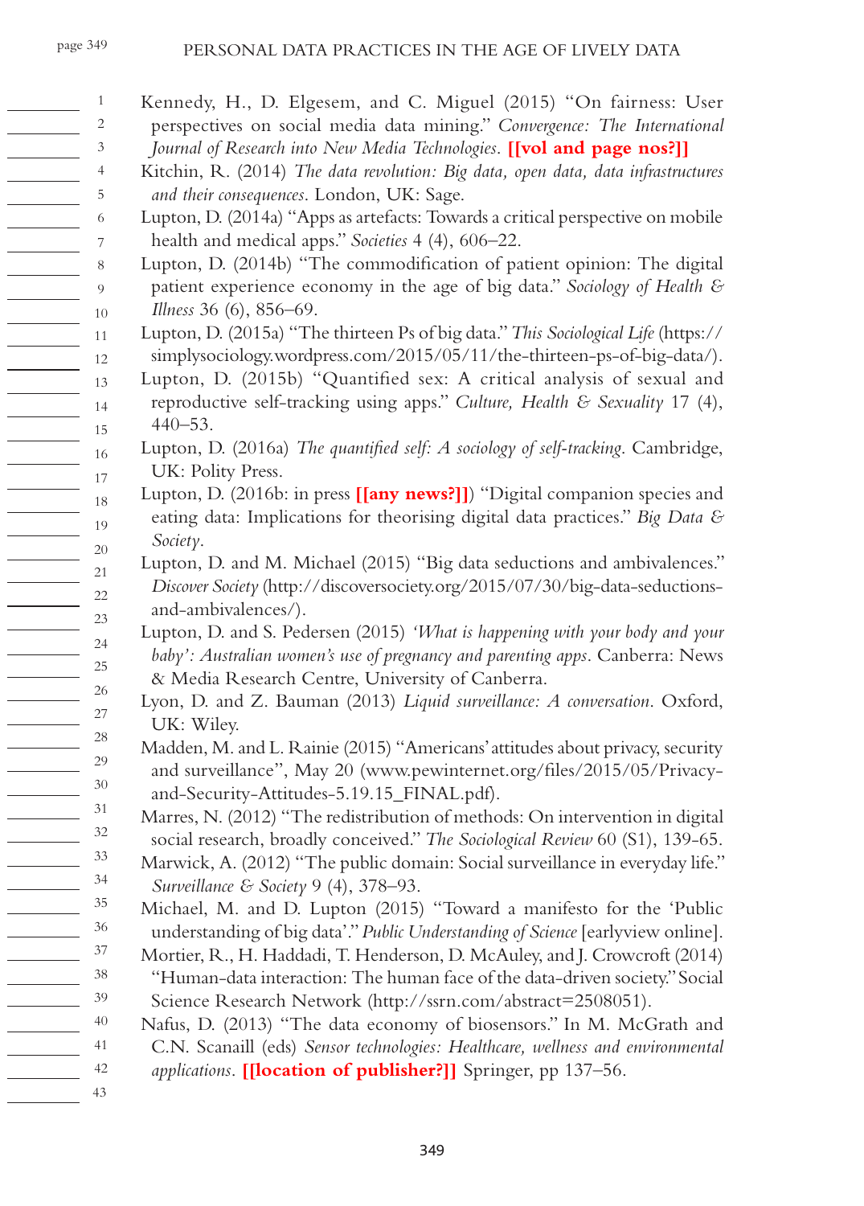Kennedy, H., D. Elgesem, and C. Miguel (2015) "On fairness: User perspectives on social media data mining." *Convergence: The International Journal of Research into New Media Technologies*. **[[vol and page nos?]]**

Kitchin, R. (2014) *The data revolution: Big data, open data, data infrastructures and their consequences*. London, UK: Sage.

Lupton, D. (2014a) "Apps as artefacts: Towards a critical perspective on mobile health and medical apps." *Societies* 4 (4), 606–22.

Lupton, D. (2014b) "The commodification of patient opinion: The digital patient experience economy in the age of big data." *Sociology of Health & Illness* 36 (6), 856–69.

Lupton, D. (2015a) "The thirteen Ps of big data." *This Sociological Life* (https://simplysociology.wordpress.com/2015/05/11/the-thirteen-ps-of-big-data/).

Lupton, D. (2015b) "Quantified sex: A critical analysis of sexual and reproductive self-tracking using apps." *Culture, Health & Sexuality* 17 (4), 440–53.

Lupton, D. (2016a) *The quantified self: A sociology of self-tracking*. Cambridge, UK: Polity Press.

Lupton, D. (2016b: in press **[[any news?]]**) "Digital companion species and eating data: Implications for theorising digital data practices." *Big Data & Society*.

Lupton, D. and M. Michael (2015) "Big data seductions and ambivalences." *Discover Society* (http://discoversociety.org/2015/07/30/big-data-seductions-and-ambivalences/).

Lupton, D. and S. Pedersen (2015) *'What is happening with your body and your baby': Australian women's use of pregnancy and parenting apps*. Canberra: News & Media Research Centre, University of Canberra.

Lyon, D. and Z. Bauman (2013) *Liquid surveillance: A conversation*. Oxford, UK: Wiley.

Madden, M. and L. Rainie (2015) "Americans' attitudes about privacy, security and surveillance", May 20 (www.pewinternet.org/files/2015/05/Privacy-and-Security-Attitudes-5.19.15_FINAL.pdf).

Marres, N. (2012) "The redistribution of methods: On intervention in digital social research, broadly conceived." *The Sociological Review* 60 (S1), 139-65.

Marwick, A. (2012) "The public domain: Social surveillance in everyday life." *Surveillance & Society* 9 (4), 378–93.

Michael, M. and D. Lupton (2015) "Toward a manifesto for the 'Public understanding of big data'." *Public Understanding of Science* [earlyview online].

Mortier, R., H. Haddadi, T. Henderson, D. McAuley, and J. Crowcroft (2014) "Human-data interaction: The human face of the data-driven society." Social Science Research Network (http://ssrn.com/abstract=2508051).

Nafus, D. (2013) "The data economy of biosensors." In M. McGrath and C.N. Scanaill (eds) *Sensor technologies: Healthcare, wellness and environmental applications*. **[[location of publisher?]]** Springer, pp 137–56.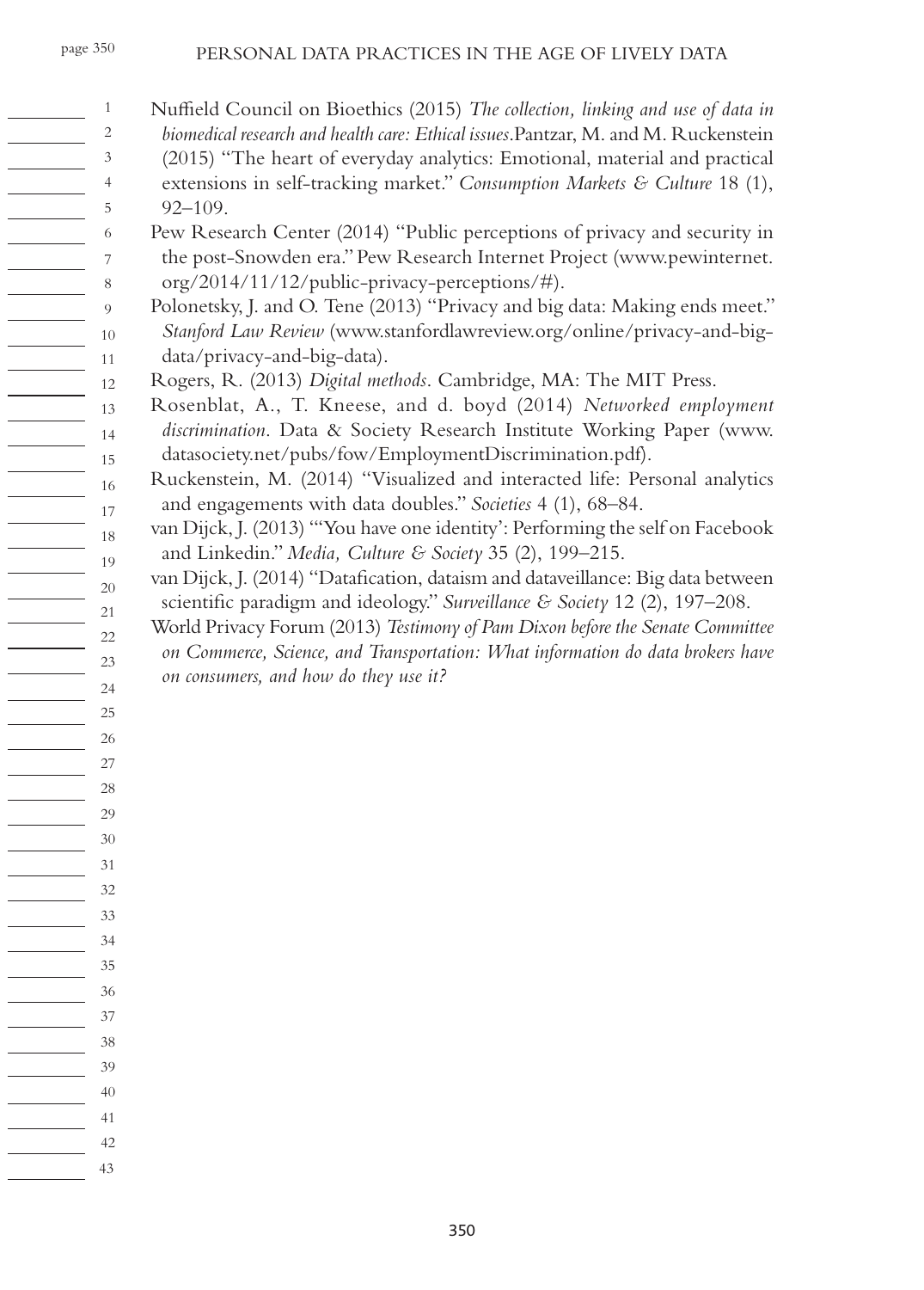Nuffield Council on Bioethics (2015) *The collection, linking and use of data in biomedical research and health care: Ethical issues*.Pantzar, M. and M. Ruckenstein (2015) "The heart of everyday analytics: Emotional, material and practical extensions in self-tracking market." *Consumption Markets & Culture* 18 (1), 92–109.

Pew Research Center (2014) "Public perceptions of privacy and security in the post-Snowden era." Pew Research Internet Project (www.pewinternet.org/2014/11/12/public-privacy-perceptions/#).

Polonetsky, J. and O. Tene (2013) "Privacy and big data: Making ends meet." *Stanford Law Review* (www.stanfordlawreview.org/online/privacy-and-big-data/privacy-and-big-data).

Rogers, R. (2013) *Digital methods*. Cambridge, MA: The MIT Press.

Rosenblat, A., T. Kneese, and d. boyd (2014) *Networked employment discrimination*. Data & Society Research Institute Working Paper (www.datasociety.net/pubs/fow/EmploymentDiscrimination.pdf).

Ruckenstein, M. (2014) "Visualized and interacted life: Personal analytics and engagements with data doubles." *Societies* 4 (1), 68–84.

van Dijck, J. (2013) "'You have one identity': Performing the self on Facebook and Linkedin." *Media, Culture & Society* 35 (2), 199–215.

van Dijck, J. (2014) "Datafication, dataism and dataveillance: Big data between scientific paradigm and ideology." *Surveillance & Society* 12 (2), 197–208.

World Privacy Forum (2013) *Testimony of Pam Dixon before the Senate Committee on Commerce, Science, and Transportation: What information do data brokers have on consumers, and how do they use it?*